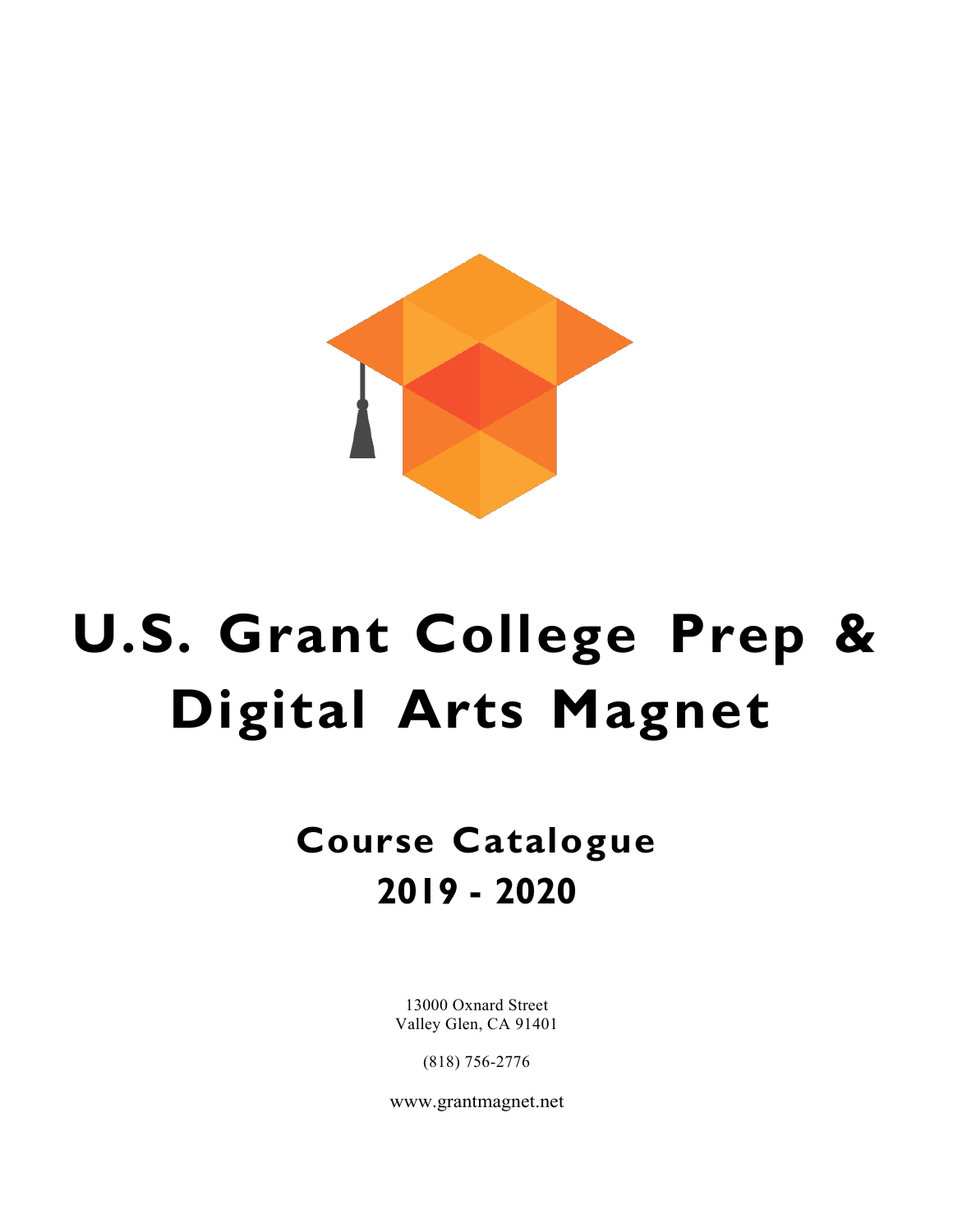# U.S. Grant College Prep & Digital Arts Magnet

## Course Catalogue
## 2019 - 2020

13000 Oxnard Street
Valley Glen, CA 91401

(818) 756-2776

www.grantmagnet.net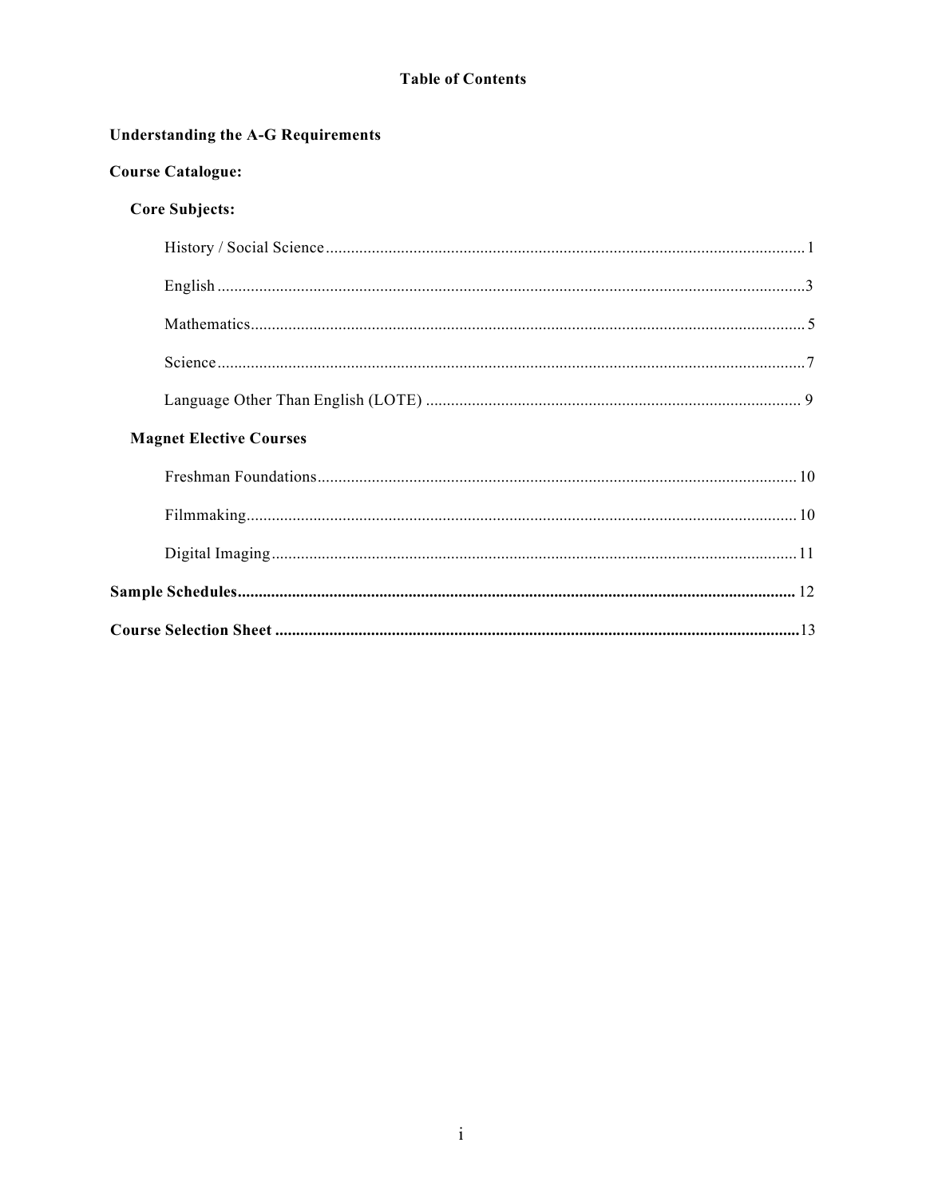# Table of Contents

**Understanding the A-G Requirements**

**Course Catalogue:**

**Core Subjects:**

- History / Social Science .......... 1
- English .......... 3
- Mathematics .......... 5
- Science .......... 7
- Language Other Than English (LOTE) .......... 9

**Magnet Elective Courses**

- Freshman Foundations .......... 10
- Filmmaking .......... 10
- Digital Imaging .......... 11

**Sample Schedules .......... 12**

**Course Selection Sheet .......... 13**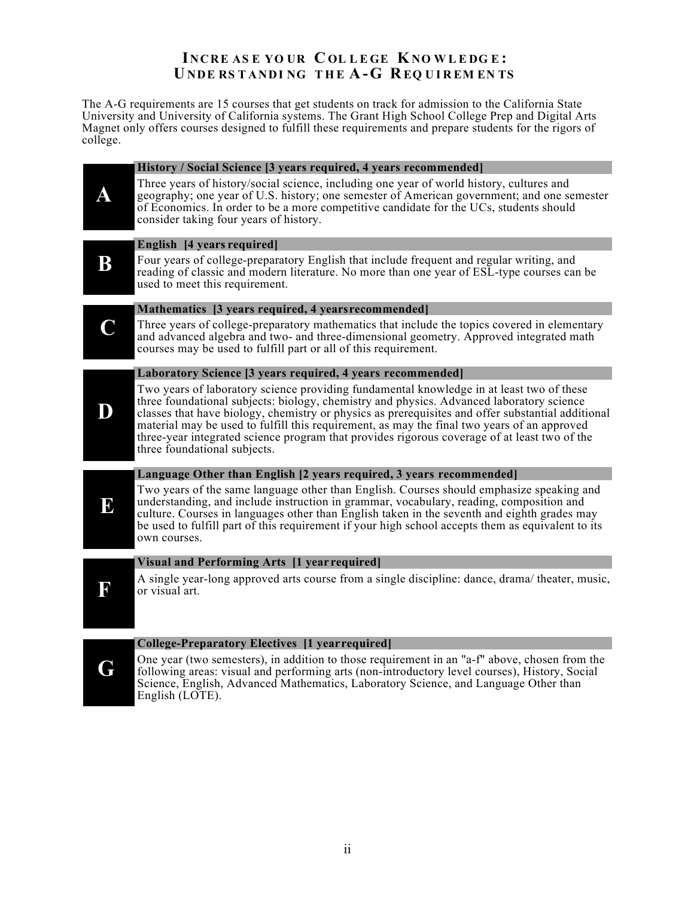# Increase your College Knowledge: Understanding the A-G Requirements

The A-G requirements are 15 courses that get students on track for admission to the California State University and University of California systems. The Grant High School College Prep and Digital Arts Magnet only offers courses designed to fulfill these requirements and prepare students for the rigors of college.

## A

**History / Social Science [3 years required, 4 years recommended]**

Three years of history/social science, including one year of world history, cultures and geography; one year of U.S. history; one semester of American government; and one semester of Economics. In order to be a more competitive candidate for the UCs, students should consider taking four years of history.

## B

**English [4 years required]**

Four years of college-preparatory English that include frequent and regular writing, and reading of classic and modern literature. No more than one year of ESL-type courses can be used to meet this requirement.

## C

**Mathematics [3 years required, 4 years recommended]**

Three years of college-preparatory mathematics that include the topics covered in elementary and advanced algebra and two- and three-dimensional geometry. Approved integrated math courses may be used to fulfill part or all of this requirement.

## D

**Laboratory Science [3 years required, 4 years recommended]**

Two years of laboratory science providing fundamental knowledge in at least two of these three foundational subjects: biology, chemistry and physics. Advanced laboratory science classes that have biology, chemistry or physics as prerequisites and offer substantial additional material may be used to fulfill this requirement, as may the final two years of an approved three-year integrated science program that provides rigorous coverage of at least two of the three foundational subjects.

## E

**Language Other than English [2 years required, 3 years recommended]**

Two years of the same language other than English. Courses should emphasize speaking and understanding, and include instruction in grammar, vocabulary, reading, composition and culture. Courses in languages other than English taken in the seventh and eighth grades may be used to fulfill part of this requirement if your high school accepts them as equivalent to its own courses.

## F

**Visual and Performing Arts [1 year required]**

A single year-long approved arts course from a single discipline: dance, drama/ theater, music, or visual art.

## G

**College-Preparatory Electives [1 year required]**

One year (two semesters), in addition to those requirement in an "a-f" above, chosen from the following areas: visual and performing arts (non-introductory level courses), History, Social Science, English, Advanced Mathematics, Laboratory Science, and Language Other than English (LOTE).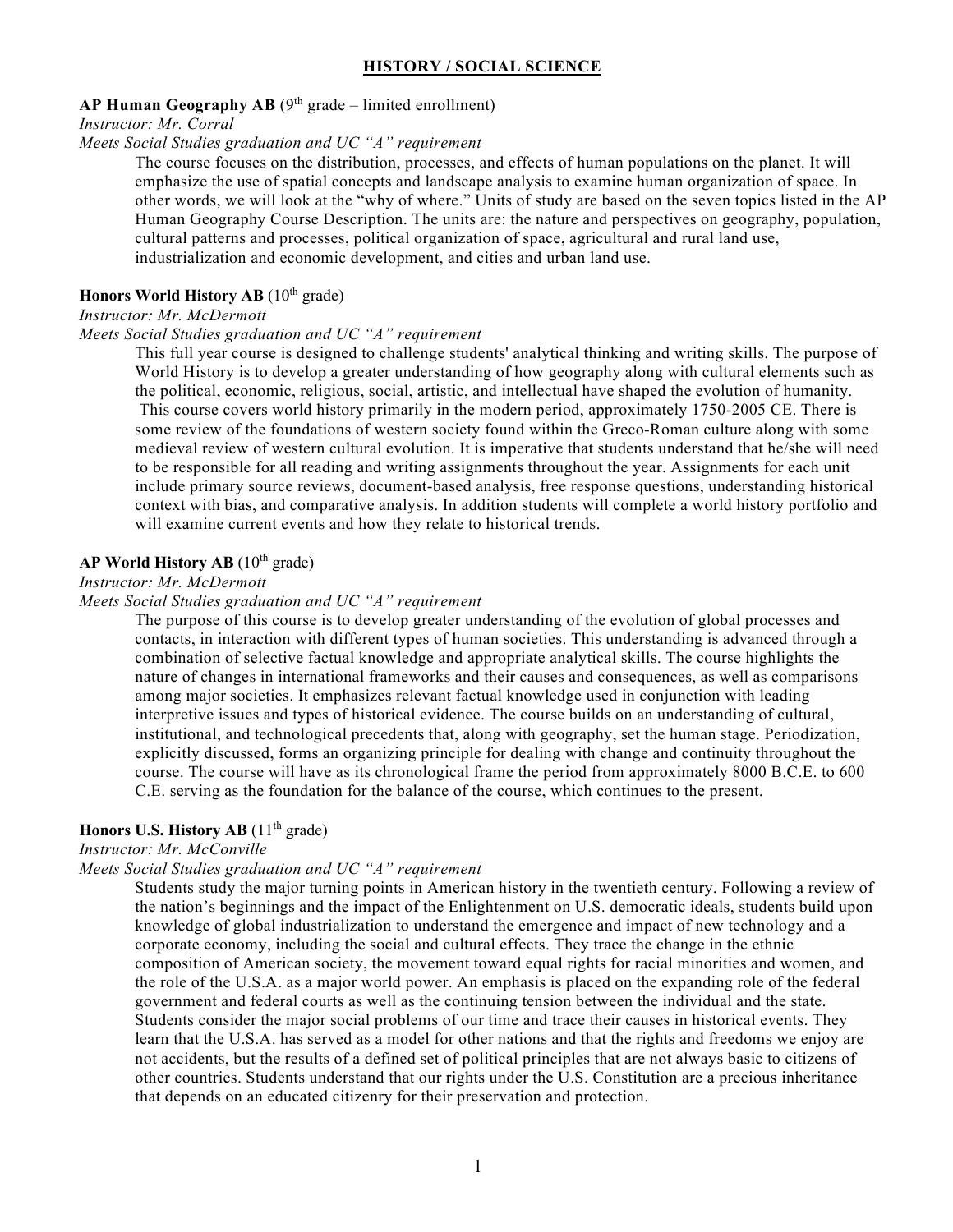# HISTORY / SOCIAL SCIENCE

**AP Human Geography AB** (9th grade – limited enrollment)

*Instructor: Mr. Corral*

*Meets Social Studies graduation and UC "A" requirement*

The course focuses on the distribution, processes, and effects of human populations on the planet. It will emphasize the use of spatial concepts and landscape analysis to examine human organization of space. In other words, we will look at the "why of where." Units of study are based on the seven topics listed in the AP Human Geography Course Description. The units are: the nature and perspectives on geography, population, cultural patterns and processes, political organization of space, agricultural and rural land use, industrialization and economic development, and cities and urban land use.

**Honors World History AB** (10th grade)

*Instructor: Mr. McDermott*

*Meets Social Studies graduation and UC "A" requirement*

This full year course is designed to challenge students' analytical thinking and writing skills. The purpose of World History is to develop a greater understanding of how geography along with cultural elements such as the political, economic, religious, social, artistic, and intellectual have shaped the evolution of humanity. This course covers world history primarily in the modern period, approximately 1750-2005 CE. There is some review of the foundations of western society found within the Greco-Roman culture along with some medieval review of western cultural evolution. It is imperative that students understand that he/she will need to be responsible for all reading and writing assignments throughout the year. Assignments for each unit include primary source reviews, document-based analysis, free response questions, understanding historical context with bias, and comparative analysis. In addition students will complete a world history portfolio and will examine current events and how they relate to historical trends.

**AP World History AB** (10th grade)

*Instructor: Mr. McDermott*

*Meets Social Studies graduation and UC "A" requirement*

The purpose of this course is to develop greater understanding of the evolution of global processes and contacts, in interaction with different types of human societies. This understanding is advanced through a combination of selective factual knowledge and appropriate analytical skills. The course highlights the nature of changes in international frameworks and their causes and consequences, as well as comparisons among major societies. It emphasizes relevant factual knowledge used in conjunction with leading interpretive issues and types of historical evidence. The course builds on an understanding of cultural, institutional, and technological precedents that, along with geography, set the human stage. Periodization, explicitly discussed, forms an organizing principle for dealing with change and continuity throughout the course. The course will have as its chronological frame the period from approximately 8000 B.C.E. to 600 C.E. serving as the foundation for the balance of the course, which continues to the present.

**Honors U.S. History AB** (11th grade)

*Instructor: Mr. McConville*

*Meets Social Studies graduation and UC "A" requirement*

Students study the major turning points in American history in the twentieth century. Following a review of the nation's beginnings and the impact of the Enlightenment on U.S. democratic ideals, students build upon knowledge of global industrialization to understand the emergence and impact of new technology and a corporate economy, including the social and cultural effects. They trace the change in the ethnic composition of American society, the movement toward equal rights for racial minorities and women, and the role of the U.S.A. as a major world power. An emphasis is placed on the expanding role of the federal government and federal courts as well as the continuing tension between the individual and the state. Students consider the major social problems of our time and trace their causes in historical events. They learn that the U.S.A. has served as a model for other nations and that the rights and freedoms we enjoy are not accidents, but the results of a defined set of political principles that are not always basic to citizens of other countries. Students understand that our rights under the U.S. Constitution are a precious inheritance that depends on an educated citizenry for their preservation and protection.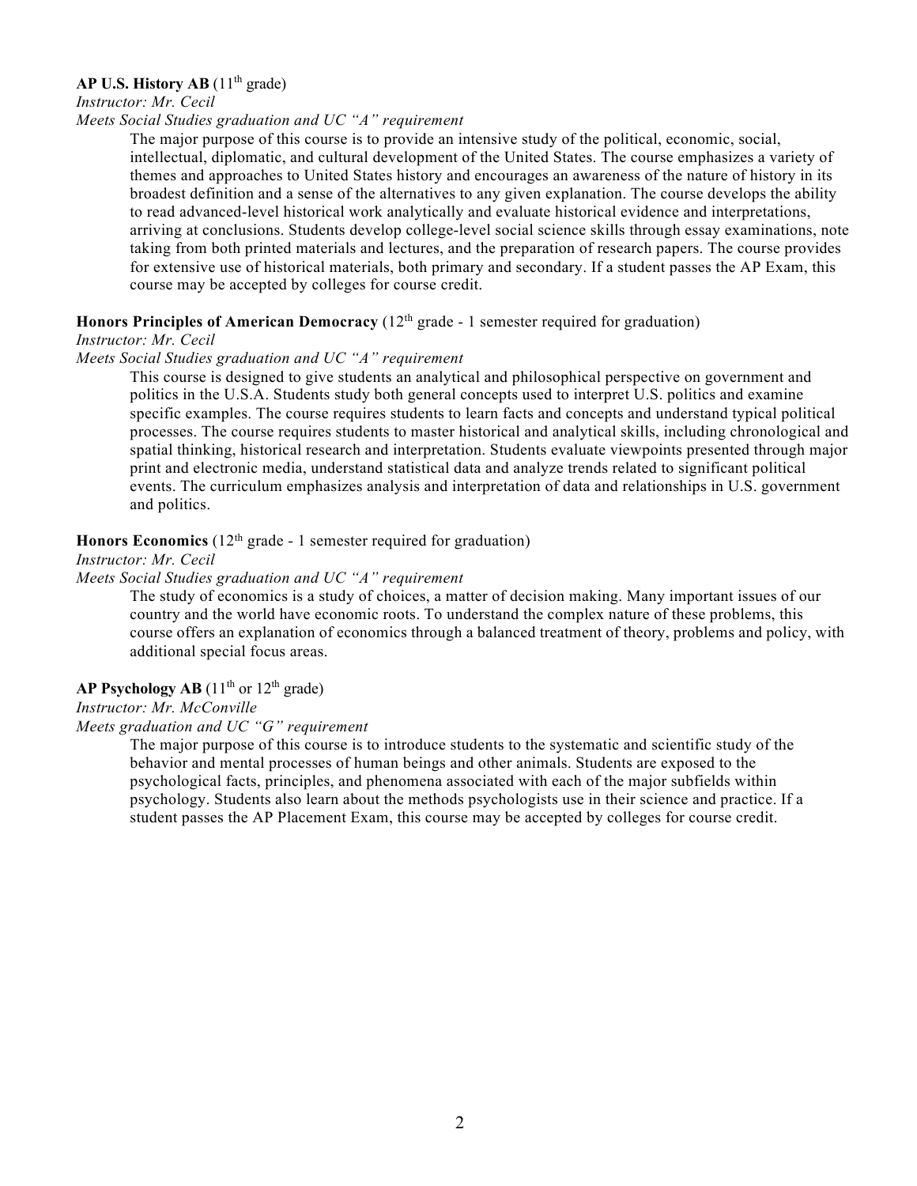**AP U.S. History AB** (11th grade)

*Instructor: Mr. Cecil*

*Meets Social Studies graduation and UC "A" requirement*

The major purpose of this course is to provide an intensive study of the political, economic, social, intellectual, diplomatic, and cultural development of the United States. The course emphasizes a variety of themes and approaches to United States history and encourages an awareness of the nature of history in its broadest definition and a sense of the alternatives to any given explanation. The course develops the ability to read advanced-level historical work analytically and evaluate historical evidence and interpretations, arriving at conclusions. Students develop college-level social science skills through essay examinations, note taking from both printed materials and lectures, and the preparation of research papers. The course provides for extensive use of historical materials, both primary and secondary. If a student passes the AP Exam, this course may be accepted by colleges for course credit.

**Honors Principles of American Democracy** (12th grade - 1 semester required for graduation)

*Instructor: Mr. Cecil*

*Meets Social Studies graduation and UC "A" requirement*

This course is designed to give students an analytical and philosophical perspective on government and politics in the U.S.A. Students study both general concepts used to interpret U.S. politics and examine specific examples. The course requires students to learn facts and concepts and understand typical political processes. The course requires students to master historical and analytical skills, including chronological and spatial thinking, historical research and interpretation. Students evaluate viewpoints presented through major print and electronic media, understand statistical data and analyze trends related to significant political events. The curriculum emphasizes analysis and interpretation of data and relationships in U.S. government and politics.

**Honors Economics** (12th grade - 1 semester required for graduation)

*Instructor: Mr. Cecil*

*Meets Social Studies graduation and UC "A" requirement*

The study of economics is a study of choices, a matter of decision making. Many important issues of our country and the world have economic roots. To understand the complex nature of these problems, this course offers an explanation of economics through a balanced treatment of theory, problems and policy, with additional special focus areas.

**AP Psychology AB** (11th or 12th grade)

*Instructor: Mr. McConville*

*Meets graduation and UC "G" requirement*

The major purpose of this course is to introduce students to the systematic and scientific study of the behavior and mental processes of human beings and other animals. Students are exposed to the psychological facts, principles, and phenomena associated with each of the major subfields within psychology. Students also learn about the methods psychologists use in their science and practice. If a student passes the AP Placement Exam, this course may be accepted by colleges for course credit.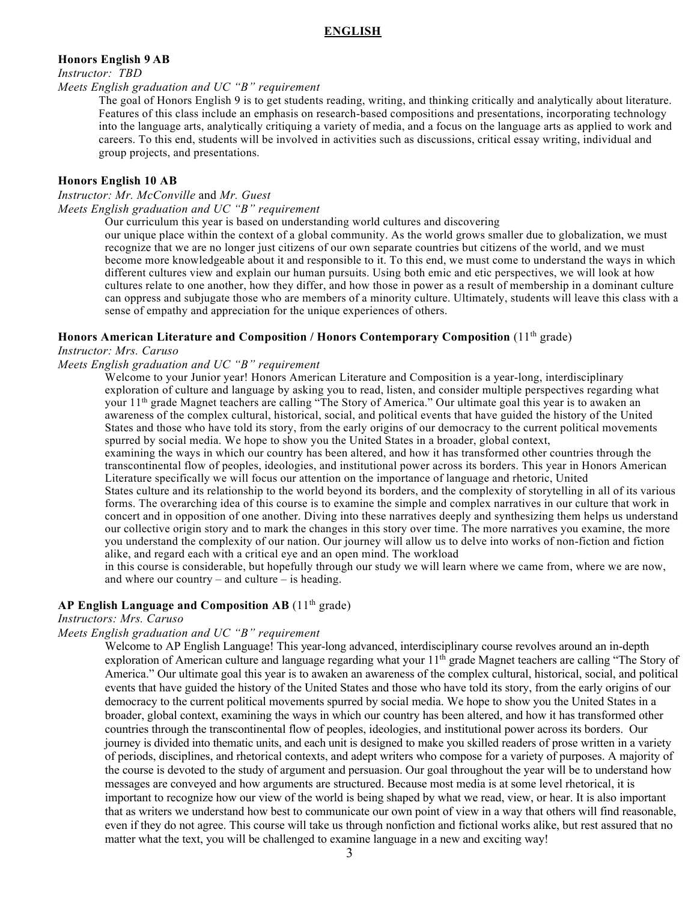# ENGLISH

### Honors English 9 AB

*Instructor: TBD*

*Meets English graduation and UC "B" requirement*

The goal of Honors English 9 is to get students reading, writing, and thinking critically and analytically about literature. Features of this class include an emphasis on research-based compositions and presentations, incorporating technology into the language arts, analytically critiquing a variety of media, and a focus on the language arts as applied to work and careers. To this end, students will be involved in activities such as discussions, critical essay writing, individual and group projects, and presentations.

### Honors English 10 AB

*Instructor: Mr. McConville* and *Mr. Guest*

*Meets English graduation and UC "B" requirement*

Our curriculum this year is based on understanding world cultures and discovering our unique place within the context of a global community. As the world grows smaller due to globalization, we must recognize that we are no longer just citizens of our own separate countries but citizens of the world, and we must become more knowledgeable about it and responsible to it. To this end, we must come to understand the ways in which different cultures view and explain our human pursuits. Using both emic and etic perspectives, we will look at how cultures relate to one another, how they differ, and how those in power as a result of membership in a dominant culture can oppress and subjugate those who are members of a minority culture. Ultimately, students will leave this class with a sense of empathy and appreciation for the unique experiences of others.

### Honors American Literature and Composition / Honors Contemporary Composition (11th grade)

*Instructor: Mrs. Caruso*

*Meets English graduation and UC "B" requirement*

Welcome to your Junior year! Honors American Literature and Composition is a year-long, interdisciplinary exploration of culture and language by asking you to read, listen, and consider multiple perspectives regarding what your 11th grade Magnet teachers are calling "The Story of America." Our ultimate goal this year is to awaken an awareness of the complex cultural, historical, social, and political events that have guided the history of the United States and those who have told its story, from the early origins of our democracy to the current political movements spurred by social media. We hope to show you the United States in a broader, global context, examining the ways in which our country has been altered, and how it has transformed other countries through the transcontinental flow of peoples, ideologies, and institutional power across its borders. This year in Honors American Literature specifically we will focus our attention on the importance of language and rhetoric, United States culture and its relationship to the world beyond its borders, and the complexity of storytelling in all of its various forms. The overarching idea of this course is to examine the simple and complex narratives in our culture that work in concert and in opposition of one another. Diving into these narratives deeply and synthesizing them helps us understand our collective origin story and to mark the changes in this story over time. The more narratives you examine, the more you understand the complexity of our nation. Our journey will allow us to delve into works of non-fiction and fiction alike, and regard each with a critical eye and an open mind. The workload in this course is considerable, but hopefully through our study we will learn where we came from, where we are now, and where our country – and culture – is heading.

### AP English Language and Composition AB (11th grade)

*Instructors: Mrs. Caruso*

*Meets English graduation and UC "B" requirement*

Welcome to AP English Language! This year-long advanced, interdisciplinary course revolves around an in-depth exploration of American culture and language regarding what your 11th grade Magnet teachers are calling "The Story of America." Our ultimate goal this year is to awaken an awareness of the complex cultural, historical, social, and political events that have guided the history of the United States and those who have told its story, from the early origins of our democracy to the current political movements spurred by social media. We hope to show you the United States in a broader, global context, examining the ways in which our country has been altered, and how it has transformed other countries through the transcontinental flow of peoples, ideologies, and institutional power across its borders. Our journey is divided into thematic units, and each unit is designed to make you skilled readers of prose written in a variety of periods, disciplines, and rhetorical contexts, and adept writers who compose for a variety of purposes. A majority of the course is devoted to the study of argument and persuasion. Our goal throughout the year will be to understand how messages are conveyed and how arguments are structured. Because most media is at some level rhetorical, it is important to recognize how our view of the world is being shaped by what we read, view, or hear. It is also important that as writers we understand how best to communicate our own point of view in a way that others will find reasonable, even if they do not agree. This course will take us through nonfiction and fictional works alike, but rest assured that no matter what the text, you will be challenged to examine language in a new and exciting way!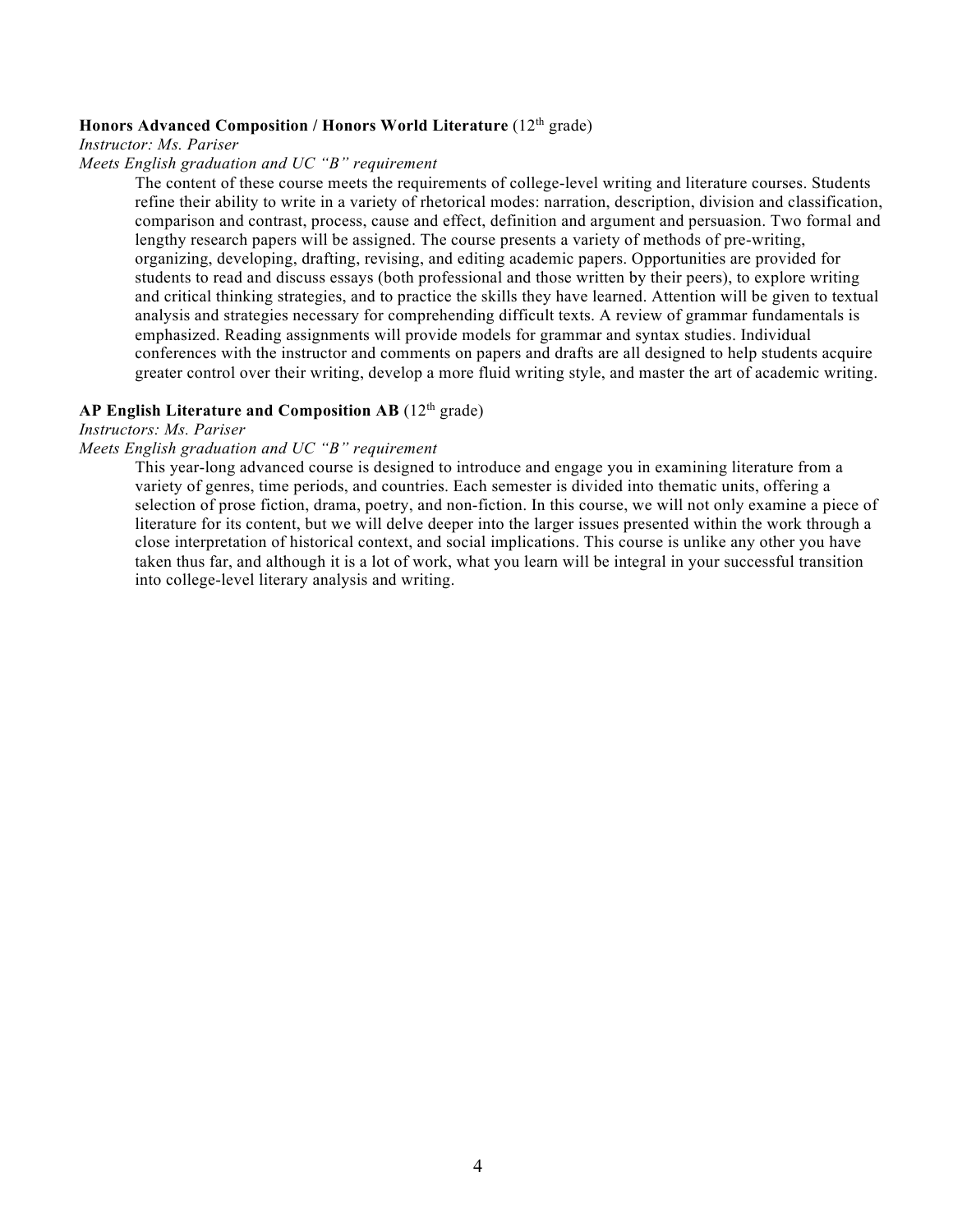**Honors Advanced Composition / Honors World Literature** (12th grade)

*Instructor: Ms. Pariser*

*Meets English graduation and UC "B" requirement*

The content of these course meets the requirements of college-level writing and literature courses. Students refine their ability to write in a variety of rhetorical modes: narration, description, division and classification, comparison and contrast, process, cause and effect, definition and argument and persuasion. Two formal and lengthy research papers will be assigned. The course presents a variety of methods of pre-writing, organizing, developing, drafting, revising, and editing academic papers. Opportunities are provided for students to read and discuss essays (both professional and those written by their peers), to explore writing and critical thinking strategies, and to practice the skills they have learned. Attention will be given to textual analysis and strategies necessary for comprehending difficult texts. A review of grammar fundamentals is emphasized. Reading assignments will provide models for grammar and syntax studies. Individual conferences with the instructor and comments on papers and drafts are all designed to help students acquire greater control over their writing, develop a more fluid writing style, and master the art of academic writing.

**AP English Literature and Composition AB** (12th grade)

*Instructors: Ms. Pariser*

*Meets English graduation and UC "B" requirement*

This year-long advanced course is designed to introduce and engage you in examining literature from a variety of genres, time periods, and countries. Each semester is divided into thematic units, offering a selection of prose fiction, drama, poetry, and non-fiction. In this course, we will not only examine a piece of literature for its content, but we will delve deeper into the larger issues presented within the work through a close interpretation of historical context, and social implications. This course is unlike any other you have taken thus far, and although it is a lot of work, what you learn will be integral in your successful transition into college-level literary analysis and writing.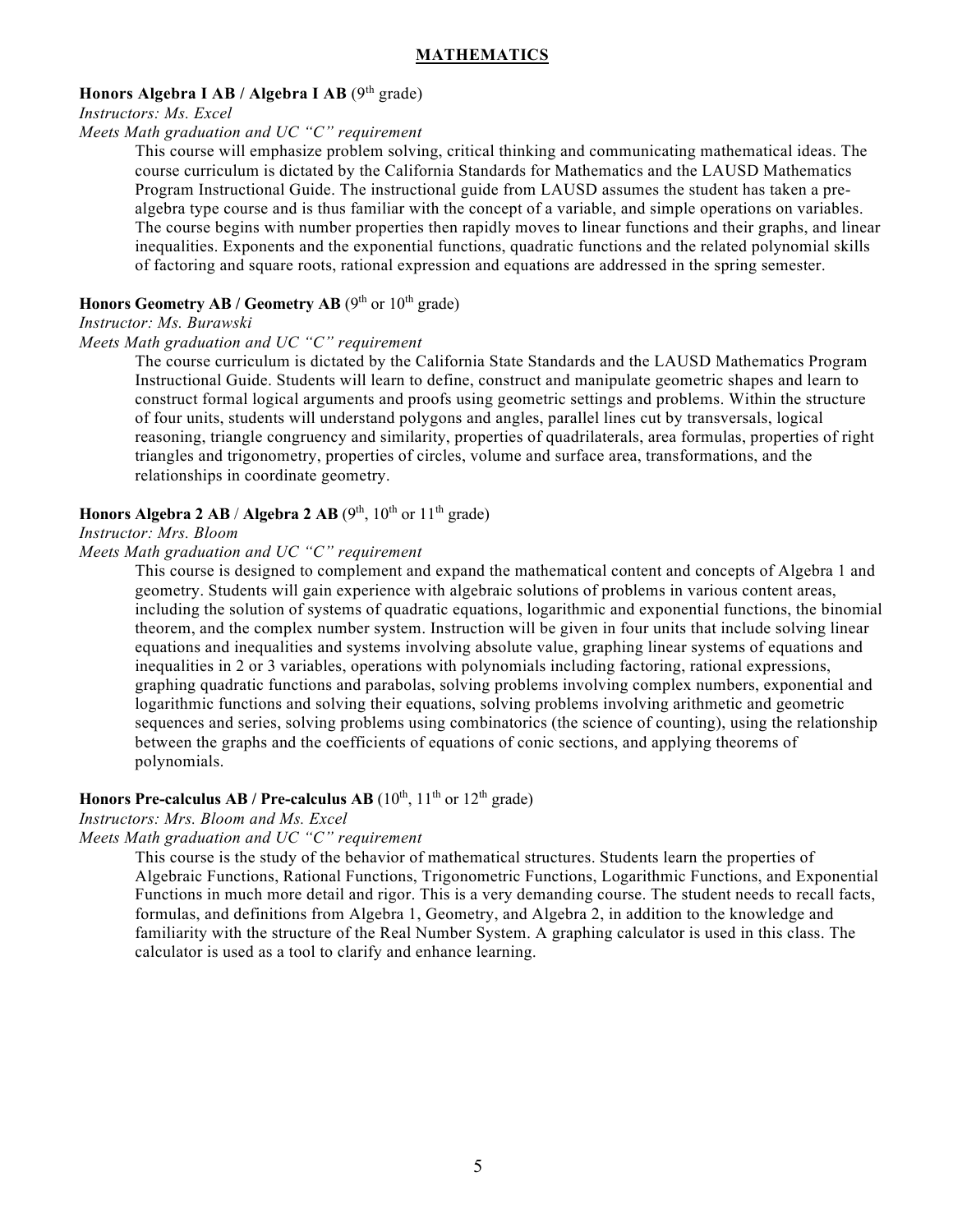# MATHEMATICS

**Honors Algebra I AB / Algebra I AB** (9th grade)

*Instructors: Ms. Excel*

*Meets Math graduation and UC "C" requirement*

This course will emphasize problem solving, critical thinking and communicating mathematical ideas. The course curriculum is dictated by the California Standards for Mathematics and the LAUSD Mathematics Program Instructional Guide. The instructional guide from LAUSD assumes the student has taken a pre-algebra type course and is thus familiar with the concept of a variable, and simple operations on variables. The course begins with number properties then rapidly moves to linear functions and their graphs, and linear inequalities. Exponents and the exponential functions, quadratic functions and the related polynomial skills of factoring and square roots, rational expression and equations are addressed in the spring semester.

**Honors Geometry AB / Geometry AB** (9th or 10th grade)

*Instructor: Ms. Burawski*

*Meets Math graduation and UC "C" requirement*

The course curriculum is dictated by the California State Standards and the LAUSD Mathematics Program Instructional Guide. Students will learn to define, construct and manipulate geometric shapes and learn to construct formal logical arguments and proofs using geometric settings and problems. Within the structure of four units, students will understand polygons and angles, parallel lines cut by transversals, logical reasoning, triangle congruency and similarity, properties of quadrilaterals, area formulas, properties of right triangles and trigonometry, properties of circles, volume and surface area, transformations, and the relationships in coordinate geometry.

**Honors Algebra 2 AB** / **Algebra 2 AB** (9th, 10th or 11th grade)

*Instructor: Mrs. Bloom*

*Meets Math graduation and UC "C" requirement*

This course is designed to complement and expand the mathematical content and concepts of Algebra 1 and geometry. Students will gain experience with algebraic solutions of problems in various content areas, including the solution of systems of quadratic equations, logarithmic and exponential functions, the binomial theorem, and the complex number system. Instruction will be given in four units that include solving linear equations and inequalities and systems involving absolute value, graphing linear systems of equations and inequalities in 2 or 3 variables, operations with polynomials including factoring, rational expressions, graphing quadratic functions and parabolas, solving problems involving complex numbers, exponential and logarithmic functions and solving their equations, solving problems involving arithmetic and geometric sequences and series, solving problems using combinatorics (the science of counting), using the relationship between the graphs and the coefficients of equations of conic sections, and applying theorems of polynomials.

**Honors Pre-calculus AB / Pre-calculus AB** (10th, 11th or 12th grade)

*Instructors: Mrs. Bloom and Ms. Excel*

*Meets Math graduation and UC "C" requirement*

This course is the study of the behavior of mathematical structures. Students learn the properties of Algebraic Functions, Rational Functions, Trigonometric Functions, Logarithmic Functions, and Exponential Functions in much more detail and rigor. This is a very demanding course. The student needs to recall facts, formulas, and definitions from Algebra 1, Geometry, and Algebra 2, in addition to the knowledge and familiarity with the structure of the Real Number System. A graphing calculator is used in this class. The calculator is used as a tool to clarify and enhance learning.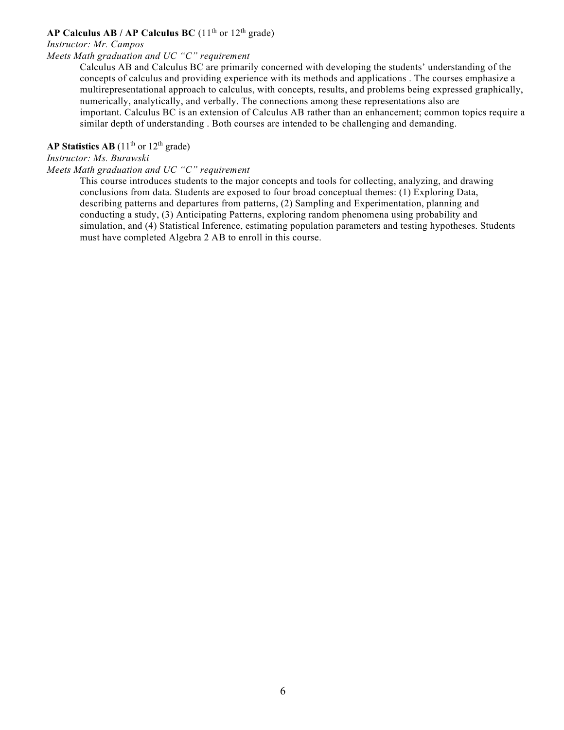**AP Calculus AB / AP Calculus BC** (11th or 12th grade)

*Instructor: Mr. Campos*

*Meets Math graduation and UC "C" requirement*

Calculus AB and Calculus BC are primarily concerned with developing the students' understanding of the concepts of calculus and providing experience with its methods and applications . The courses emphasize a multirepresentational approach to calculus, with concepts, results, and problems being expressed graphically, numerically, analytically, and verbally. The connections among these representations also are important. Calculus BC is an extension of Calculus AB rather than an enhancement; common topics require a similar depth of understanding . Both courses are intended to be challenging and demanding.

**AP Statistics AB** (11th or 12th grade)

*Instructor: Ms. Burawski*

*Meets Math graduation and UC "C" requirement*

This course introduces students to the major concepts and tools for collecting, analyzing, and drawing conclusions from data. Students are exposed to four broad conceptual themes: (1) Exploring Data, describing patterns and departures from patterns, (2) Sampling and Experimentation, planning and conducting a study, (3) Anticipating Patterns, exploring random phenomena using probability and simulation, and (4) Statistical Inference, estimating population parameters and testing hypotheses. Students must have completed Algebra 2 AB to enroll in this course.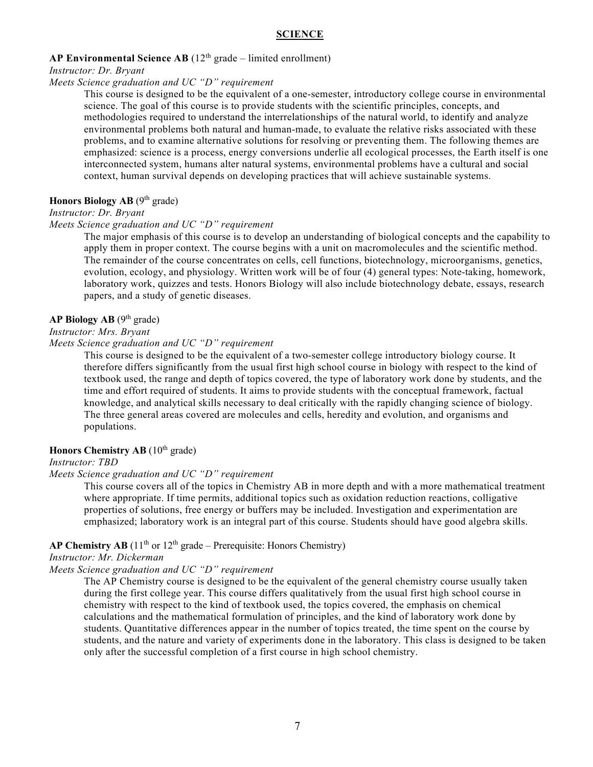## SCIENCE

**AP Environmental Science AB** (12th grade – limited enrollment)

*Instructor: Dr. Bryant*

*Meets Science graduation and UC "D" requirement*

This course is designed to be the equivalent of a one-semester, introductory college course in environmental science. The goal of this course is to provide students with the scientific principles, concepts, and methodologies required to understand the interrelationships of the natural world, to identify and analyze environmental problems both natural and human-made, to evaluate the relative risks associated with these problems, and to examine alternative solutions for resolving or preventing them. The following themes are emphasized: science is a process, energy conversions underlie all ecological processes, the Earth itself is one interconnected system, humans alter natural systems, environmental problems have a cultural and social context, human survival depends on developing practices that will achieve sustainable systems.

**Honors Biology AB** (9th grade)

*Instructor: Dr. Bryant*

*Meets Science graduation and UC "D" requirement*

The major emphasis of this course is to develop an understanding of biological concepts and the capability to apply them in proper context. The course begins with a unit on macromolecules and the scientific method. The remainder of the course concentrates on cells, cell functions, biotechnology, microorganisms, genetics, evolution, ecology, and physiology. Written work will be of four (4) general types: Note-taking, homework, laboratory work, quizzes and tests. Honors Biology will also include biotechnology debate, essays, research papers, and a study of genetic diseases.

**AP Biology AB** (9th grade)

*Instructor: Mrs. Bryant*

*Meets Science graduation and UC "D" requirement*

This course is designed to be the equivalent of a two-semester college introductory biology course. It therefore differs significantly from the usual first high school course in biology with respect to the kind of textbook used, the range and depth of topics covered, the type of laboratory work done by students, and the time and effort required of students. It aims to provide students with the conceptual framework, factual knowledge, and analytical skills necessary to deal critically with the rapidly changing science of biology. The three general areas covered are molecules and cells, heredity and evolution, and organisms and populations.

**Honors Chemistry AB** (10th grade)

*Instructor: TBD*

*Meets Science graduation and UC "D" requirement*

This course covers all of the topics in Chemistry AB in more depth and with a more mathematical treatment where appropriate. If time permits, additional topics such as oxidation reduction reactions, colligative properties of solutions, free energy or buffers may be included. Investigation and experimentation are emphasized; laboratory work is an integral part of this course. Students should have good algebra skills.

**AP Chemistry AB** (11th or 12th grade – Prerequisite: Honors Chemistry)

*Instructor: Mr. Dickerman*

*Meets Science graduation and UC "D" requirement*

The AP Chemistry course is designed to be the equivalent of the general chemistry course usually taken during the first college year. This course differs qualitatively from the usual first high school course in chemistry with respect to the kind of textbook used, the topics covered, the emphasis on chemical calculations and the mathematical formulation of principles, and the kind of laboratory work done by students. Quantitative differences appear in the number of topics treated, the time spent on the course by students, and the nature and variety of experiments done in the laboratory. This class is designed to be taken only after the successful completion of a first course in high school chemistry.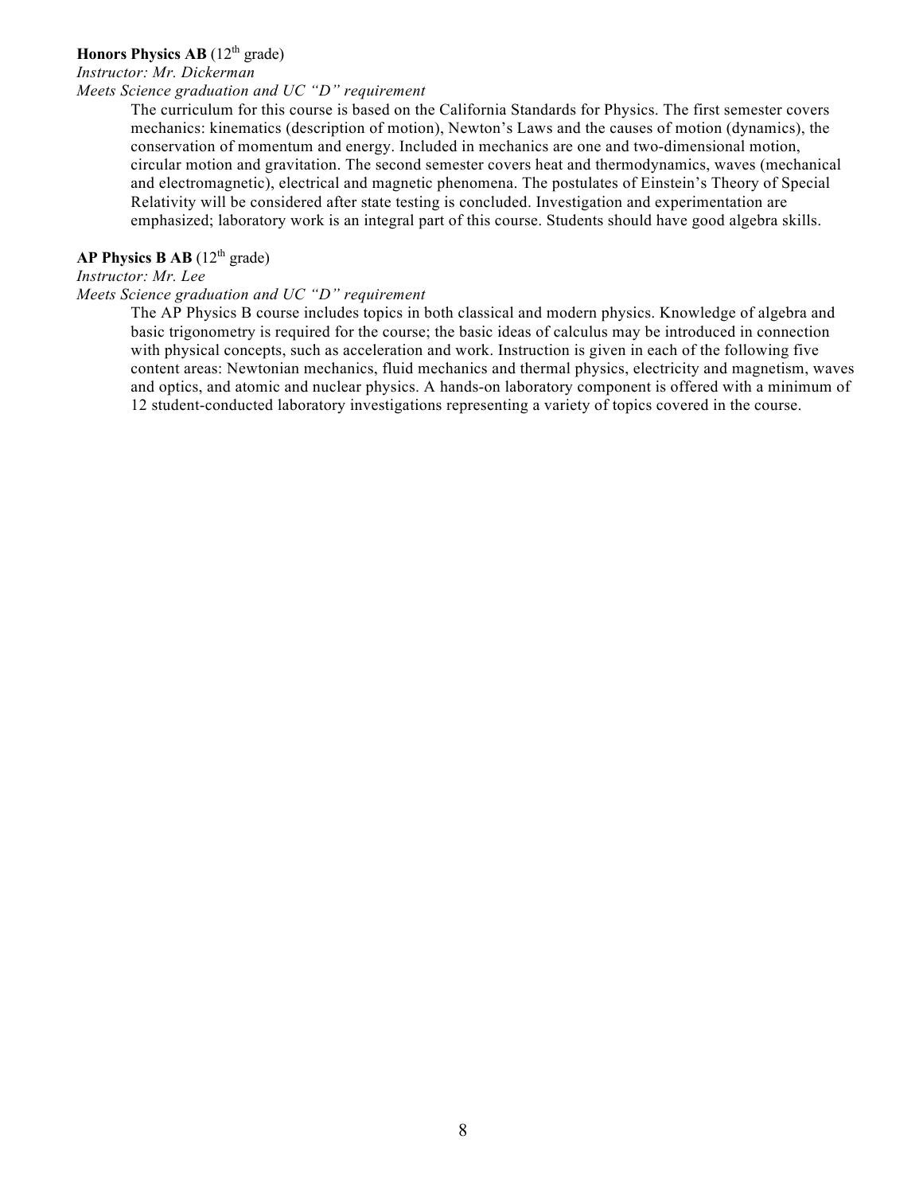**Honors Physics AB** (12th grade)

*Instructor: Mr. Dickerman*

*Meets Science graduation and UC "D" requirement*

The curriculum for this course is based on the California Standards for Physics. The first semester covers mechanics: kinematics (description of motion), Newton's Laws and the causes of motion (dynamics), the conservation of momentum and energy. Included in mechanics are one and two-dimensional motion, circular motion and gravitation. The second semester covers heat and thermodynamics, waves (mechanical and electromagnetic), electrical and magnetic phenomena. The postulates of Einstein's Theory of Special Relativity will be considered after state testing is concluded. Investigation and experimentation are emphasized; laboratory work is an integral part of this course. Students should have good algebra skills.

**AP Physics B AB** (12th grade)

*Instructor: Mr. Lee*

*Meets Science graduation and UC "D" requirement*

The AP Physics B course includes topics in both classical and modern physics. Knowledge of algebra and basic trigonometry is required for the course; the basic ideas of calculus may be introduced in connection with physical concepts, such as acceleration and work. Instruction is given in each of the following five content areas: Newtonian mechanics, fluid mechanics and thermal physics, electricity and magnetism, waves and optics, and atomic and nuclear physics. A hands-on laboratory component is offered with a minimum of 12 student-conducted laboratory investigations representing a variety of topics covered in the course.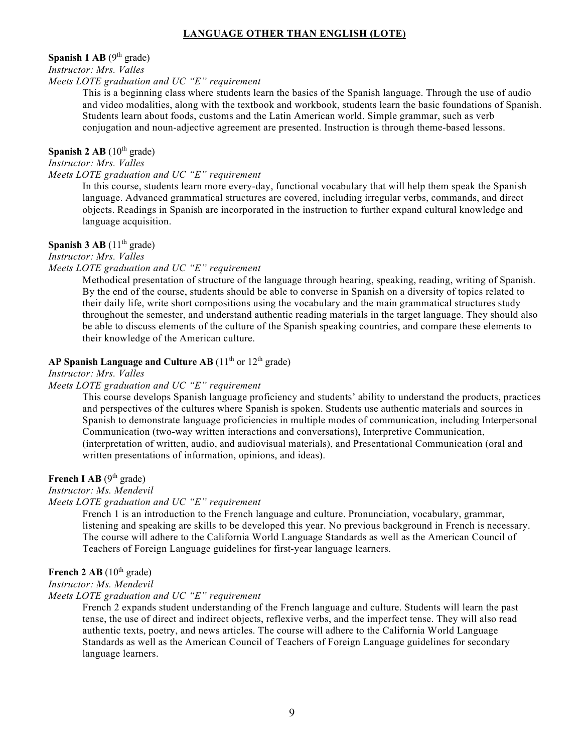## LANGUAGE OTHER THAN ENGLISH (LOTE)

**Spanish 1 AB** (9th grade)
*Instructor: Mrs. Valles*
*Meets LOTE graduation and UC "E" requirement*

This is a beginning class where students learn the basics of the Spanish language. Through the use of audio and video modalities, along with the textbook and workbook, students learn the basic foundations of Spanish. Students learn about foods, customs and the Latin American world. Simple grammar, such as verb conjugation and noun-adjective agreement are presented. Instruction is through theme-based lessons.

**Spanish 2 AB** (10th grade)
*Instructor: Mrs. Valles*
*Meets LOTE graduation and UC "E" requirement*

In this course, students learn more every-day, functional vocabulary that will help them speak the Spanish language. Advanced grammatical structures are covered, including irregular verbs, commands, and direct objects. Readings in Spanish are incorporated in the instruction to further expand cultural knowledge and language acquisition.

**Spanish 3 AB** (11th grade)
*Instructor: Mrs. Valles*
*Meets LOTE graduation and UC "E" requirement*

Methodical presentation of structure of the language through hearing, speaking, reading, writing of Spanish. By the end of the course, students should be able to converse in Spanish on a diversity of topics related to their daily life, write short compositions using the vocabulary and the main grammatical structures study throughout the semester, and understand authentic reading materials in the target language. They should also be able to discuss elements of the culture of the Spanish speaking countries, and compare these elements to their knowledge of the American culture.

**AP Spanish Language and Culture AB** (11th or 12th grade)
*Instructor: Mrs. Valles*
*Meets LOTE graduation and UC "E" requirement*

This course develops Spanish language proficiency and students' ability to understand the products, practices and perspectives of the cultures where Spanish is spoken. Students use authentic materials and sources in Spanish to demonstrate language proficiencies in multiple modes of communication, including Interpersonal Communication (two-way written interactions and conversations), Interpretive Communication, (interpretation of written, audio, and audiovisual materials), and Presentational Communication (oral and written presentations of information, opinions, and ideas).

**French I AB** (9th grade)
*Instructor: Ms. Mendevil*
*Meets LOTE graduation and UC "E" requirement*

French 1 is an introduction to the French language and culture. Pronunciation, vocabulary, grammar, listening and speaking are skills to be developed this year. No previous background in French is necessary. The course will adhere to the California World Language Standards as well as the American Council of Teachers of Foreign Language guidelines for first-year language learners.

**French 2 AB** (10th grade)
*Instructor: Ms. Mendevil*
*Meets LOTE graduation and UC "E" requirement*

French 2 expands student understanding of the French language and culture. Students will learn the past tense, the use of direct and indirect objects, reflexive verbs, and the imperfect tense. They will also read authentic texts, poetry, and news articles. The course will adhere to the California World Language Standards as well as the American Council of Teachers of Foreign Language guidelines for secondary language learners.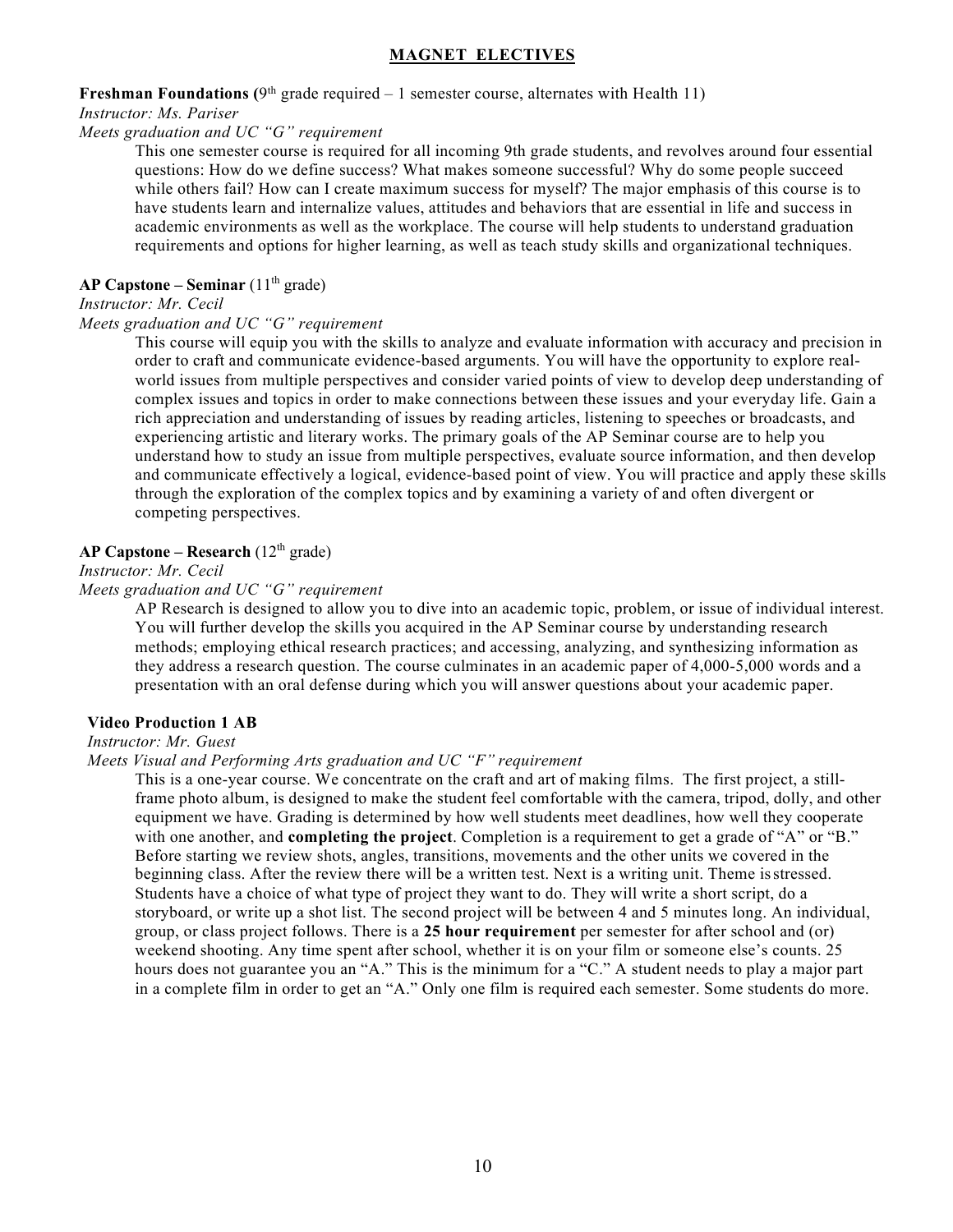## MAGNET ELECTIVES

**Freshman Foundations (**9th grade required – 1 semester course, alternates with Health 11)
*Instructor: Ms. Pariser*
*Meets graduation and UC "G" requirement*

This one semester course is required for all incoming 9th grade students, and revolves around four essential questions: How do we define success? What makes someone successful? Why do some people succeed while others fail? How can I create maximum success for myself? The major emphasis of this course is to have students learn and internalize values, attitudes and behaviors that are essential in life and success in academic environments as well as the workplace. The course will help students to understand graduation requirements and options for higher learning, as well as teach study skills and organizational techniques.

**AP Capstone – Seminar** (11th grade)
*Instructor: Mr. Cecil*
*Meets graduation and UC "G" requirement*

This course will equip you with the skills to analyze and evaluate information with accuracy and precision in order to craft and communicate evidence-based arguments. You will have the opportunity to explore real-world issues from multiple perspectives and consider varied points of view to develop deep understanding of complex issues and topics in order to make connections between these issues and your everyday life. Gain a rich appreciation and understanding of issues by reading articles, listening to speeches or broadcasts, and experiencing artistic and literary works. The primary goals of the AP Seminar course are to help you understand how to study an issue from multiple perspectives, evaluate source information, and then develop and communicate effectively a logical, evidence-based point of view. You will practice and apply these skills through the exploration of the complex topics and by examining a variety of and often divergent or competing perspectives.

**AP Capstone – Research** (12th grade)
*Instructor: Mr. Cecil*
*Meets graduation and UC "G" requirement*

AP Research is designed to allow you to dive into an academic topic, problem, or issue of individual interest. You will further develop the skills you acquired in the AP Seminar course by understanding research methods; employing ethical research practices; and accessing, analyzing, and synthesizing information as they address a research question. The course culminates in an academic paper of 4,000-5,000 words and a presentation with an oral defense during which you will answer questions about your academic paper.

**Video Production 1 AB**
*Instructor: Mr. Guest*
*Meets Visual and Performing Arts graduation and UC "F" requirement*

This is a one-year course. We concentrate on the craft and art of making films. The first project, a still-frame photo album, is designed to make the student feel comfortable with the camera, tripod, dolly, and other equipment we have. Grading is determined by how well students meet deadlines, how well they cooperate with one another, and **completing the project**. Completion is a requirement to get a grade of "A" or "B." Before starting we review shots, angles, transitions, movements and the other units we covered in the beginning class. After the review there will be a written test. Next is a writing unit. Theme is stressed. Students have a choice of what type of project they want to do. They will write a short script, do a storyboard, or write up a shot list. The second project will be between 4 and 5 minutes long. An individual, group, or class project follows. There is a **25 hour requirement** per semester for after school and (or) weekend shooting. Any time spent after school, whether it is on your film or someone else's counts. 25 hours does not guarantee you an "A." This is the minimum for a "C." A student needs to play a major part in a complete film in order to get an "A." Only one film is required each semester. Some students do more.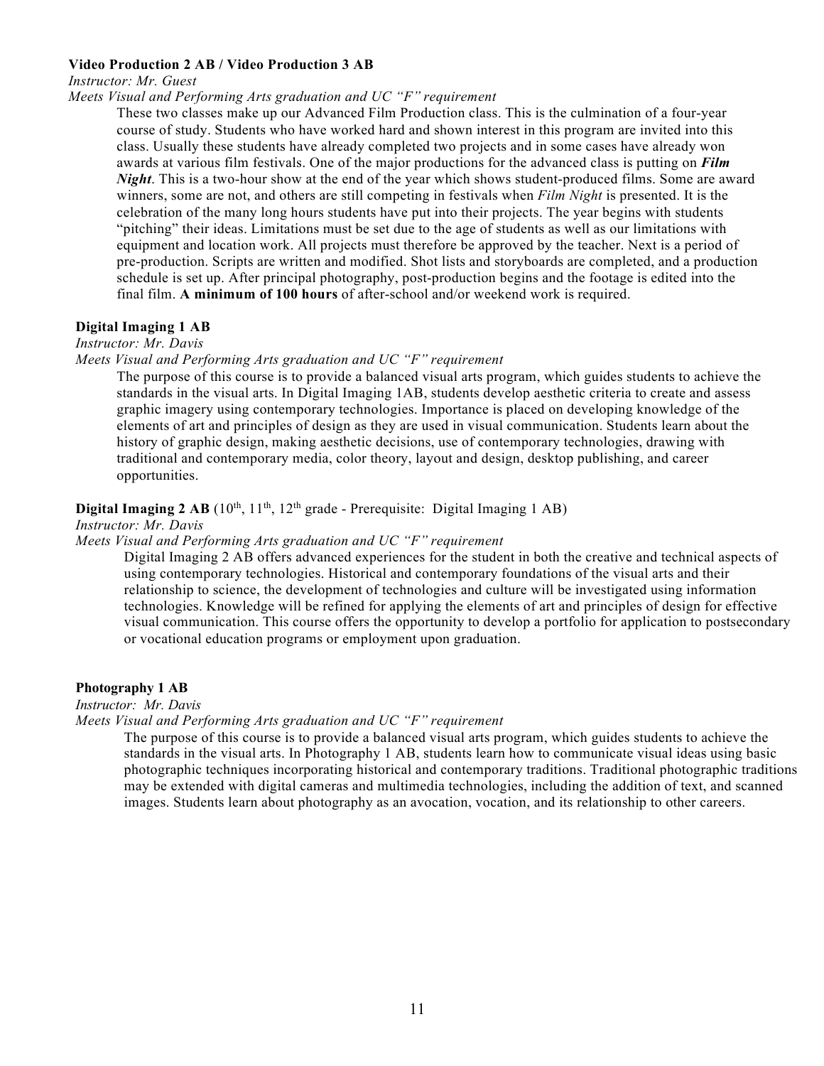**Video Production 2 AB / Video Production 3 AB**

*Instructor: Mr. Guest*

*Meets Visual and Performing Arts graduation and UC "F" requirement*

These two classes make up our Advanced Film Production class. This is the culmination of a four-year course of study. Students who have worked hard and shown interest in this program are invited into this class. Usually these students have already completed two projects and in some cases have already won awards at various film festivals. One of the major productions for the advanced class is putting on ***Film Night***. This is a two-hour show at the end of the year which shows student-produced films. Some are award winners, some are not, and others are still competing in festivals when *Film Night* is presented. It is the celebration of the many long hours students have put into their projects. The year begins with students "pitching" their ideas. Limitations must be set due to the age of students as well as our limitations with equipment and location work. All projects must therefore be approved by the teacher. Next is a period of pre-production. Scripts are written and modified. Shot lists and storyboards are completed, and a production schedule is set up. After principal photography, post-production begins and the footage is edited into the final film. **A minimum of 100 hours** of after-school and/or weekend work is required.

**Digital Imaging 1 AB**

*Instructor: Mr. Davis*

*Meets Visual and Performing Arts graduation and UC "F" requirement*

The purpose of this course is to provide a balanced visual arts program, which guides students to achieve the standards in the visual arts. In Digital Imaging 1AB, students develop aesthetic criteria to create and assess graphic imagery using contemporary technologies. Importance is placed on developing knowledge of the elements of art and principles of design as they are used in visual communication. Students learn about the history of graphic design, making aesthetic decisions, use of contemporary technologies, drawing with traditional and contemporary media, color theory, layout and design, desktop publishing, and career opportunities.

**Digital Imaging 2 AB** (10th, 11th, 12th grade - Prerequisite: Digital Imaging 1 AB)

*Instructor: Mr. Davis*

*Meets Visual and Performing Arts graduation and UC "F" requirement*

Digital Imaging 2 AB offers advanced experiences for the student in both the creative and technical aspects of using contemporary technologies. Historical and contemporary foundations of the visual arts and their relationship to science, the development of technologies and culture will be investigated using information technologies. Knowledge will be refined for applying the elements of art and principles of design for effective visual communication. This course offers the opportunity to develop a portfolio for application to postsecondary or vocational education programs or employment upon graduation.

**Photography 1 AB**

*Instructor: Mr. Davis*

*Meets Visual and Performing Arts graduation and UC "F" requirement*

The purpose of this course is to provide a balanced visual arts program, which guides students to achieve the standards in the visual arts. In Photography 1 AB, students learn how to communicate visual ideas using basic photographic techniques incorporating historical and contemporary traditions. Traditional photographic traditions may be extended with digital cameras and multimedia technologies, including the addition of text, and scanned images. Students learn about photography as an avocation, vocation, and its relationship to other careers.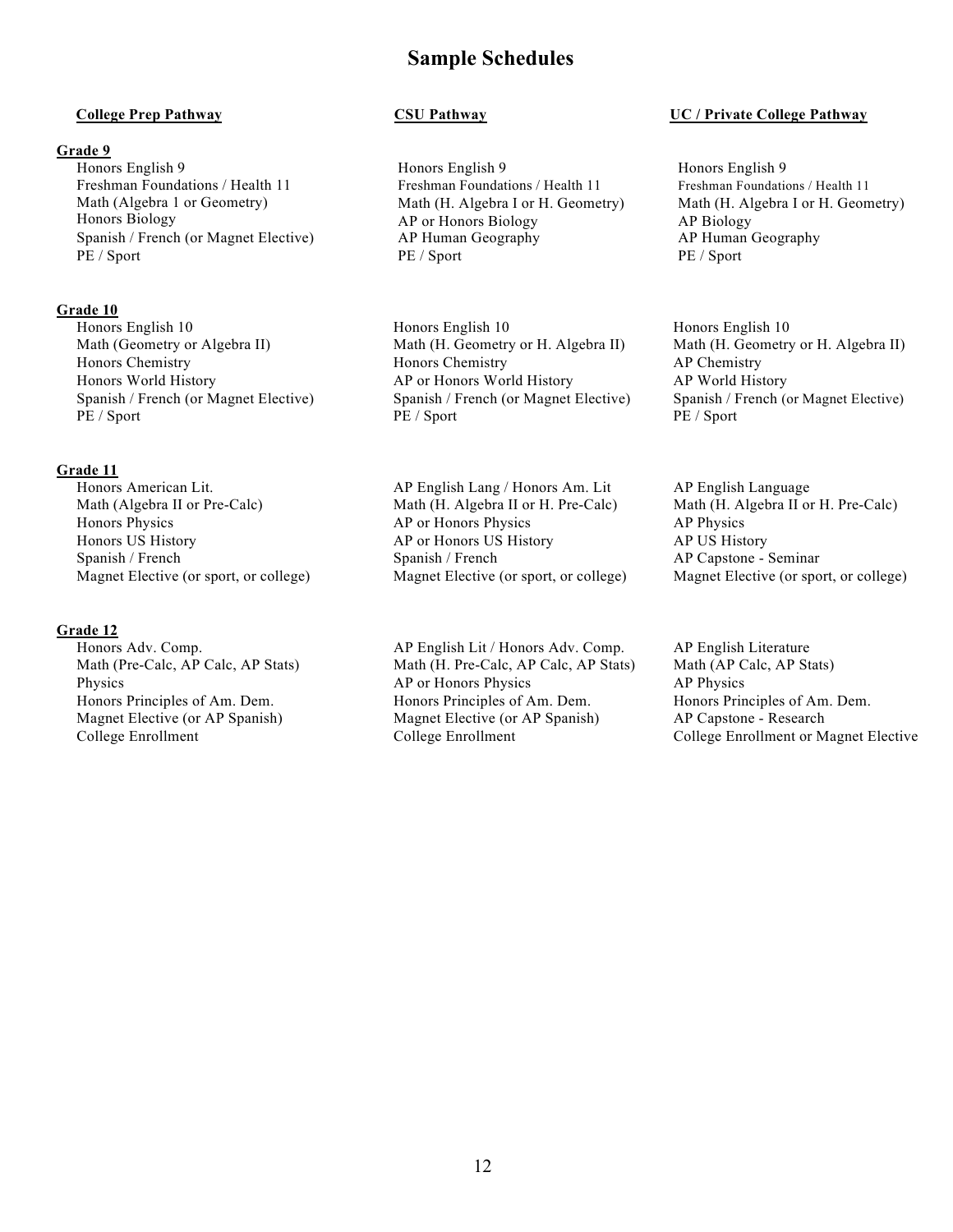# Sample Schedules

| | College Prep Pathway | CSU Pathway | UC / Private College Pathway |
|---|---|---|---|
| **Grade 9** | Honors English 9 | Honors English 9 | Honors English 9 |
| | Freshman Foundations / Health 11 | Freshman Foundations / Health 11 | Freshman Foundations / Health 11 |
| | Math (Algebra 1 or Geometry) | Math (H. Algebra I or H. Geometry) | Math (H. Algebra I or H. Geometry) |
| | Honors Biology | AP or Honors Biology | AP Biology |
| | Spanish / French (or Magnet Elective) | AP Human Geography | AP Human Geography |
| | PE / Sport | PE / Sport | PE / Sport |
| **Grade 10** | Honors English 10 | Honors English 10 | Honors English 10 |
| | Math (Geometry or Algebra II) | Math (H. Geometry or H. Algebra II) | Math (H. Geometry or H. Algebra II) |
| | Honors Chemistry | Honors Chemistry | AP Chemistry |
| | Honors World History | AP or Honors World History | AP World History |
| | Spanish / French (or Magnet Elective) | Spanish / French (or Magnet Elective) | Spanish / French (or Magnet Elective) |
| | PE / Sport | PE / Sport | PE / Sport |
| **Grade 11** | Honors American Lit. | AP English Lang / Honors Am. Lit | AP English Language |
| | Math (Algebra II or Pre-Calc) | Math (H. Algebra II or H. Pre-Calc) | Math (H. Algebra II or H. Pre-Calc) |
| | Honors Physics | AP or Honors Physics | AP Physics |
| | Honors US History | AP or Honors US History | AP US History |
| | Spanish / French | Spanish / French | AP Capstone - Seminar |
| | Magnet Elective (or sport, or college) | Magnet Elective (or sport, or college) | Magnet Elective (or sport, or college) |
| **Grade 12** | Honors Adv. Comp. | AP English Lit / Honors Adv. Comp. | AP English Literature |
| | Math (Pre-Calc, AP Calc, AP Stats) | Math (H. Pre-Calc, AP Calc, AP Stats) | Math (AP Calc, AP Stats) |
| | Physics | AP or Honors Physics | AP Physics |
| | Honors Principles of Am. Dem. | Honors Principles of Am. Dem. | Honors Principles of Am. Dem. |
| | Magnet Elective (or AP Spanish) | Magnet Elective (or AP Spanish) | AP Capstone - Research |
| | College Enrollment | College Enrollment | College Enrollment or Magnet Elective |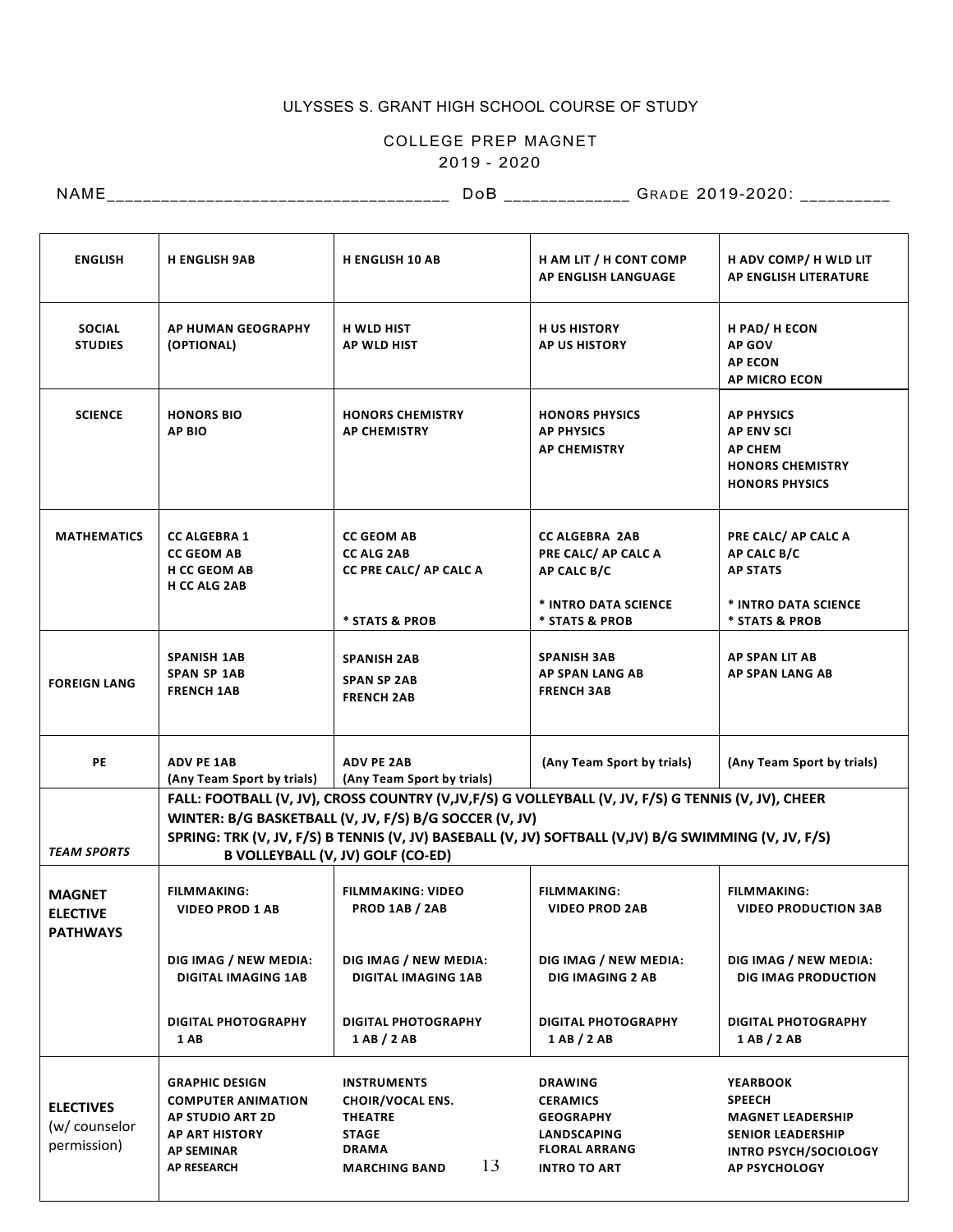ULYSSES S. GRANT HIGH SCHOOL COURSE OF STUDY

COLLEGE PREP MAGNET
2019 - 2020

NAME___________________________________ DoB _____________ GRADE 2019-2020: _________

| | | | | |
|---|---|---|---|---|
| **ENGLISH** | **H ENGLISH 9AB** | **H ENGLISH 10 AB** | **H AM LIT / H CONT COMP**<br>**AP ENGLISH LANGUAGE** | **H ADV COMP/ H WLD LIT**<br>**AP ENGLISH LITERATURE** |
| **SOCIAL STUDIES** | **AP HUMAN GEOGRAPHY (OPTIONAL)** | **H WLD HIST**<br>**AP WLD HIST** | **H US HISTORY**<br>**AP US HISTORY** | **H PAD/ H ECON**<br>**AP GOV**<br>**AP ECON**<br>**AP MICRO ECON** |
| **SCIENCE** | **HONORS BIO**<br>**AP BIO** | **HONORS CHEMISTRY**<br>**AP CHEMISTRY** | **HONORS PHYSICS**<br>**AP PHYSICS**<br>**AP CHEMISTRY** | **AP PHYSICS**<br>**AP ENV SCI**<br>**AP CHEM**<br>**HONORS CHEMISTRY**<br>**HONORS PHYSICS** |
| **MATHEMATICS** | **CC ALGEBRA 1**<br>**CC GEOM AB**<br>**H CC GEOM AB**<br>**H CC ALG 2AB** | **CC GEOM AB**<br>**CC ALG 2AB**<br>**CC PRE CALC/ AP CALC A**<br><br>**\* STATS & PROB** | **CC ALGEBRA 2AB**<br>**PRE CALC/ AP CALC A**<br>**AP CALC B/C**<br><br>**\* INTRO DATA SCIENCE**<br>**\* STATS & PROB** | **PRE CALC/ AP CALC A**<br>**AP CALC B/C**<br>**AP STATS**<br><br>**\* INTRO DATA SCIENCE**<br>**\* STATS & PROB** |
| **FOREIGN LANG** | **SPANISH 1AB**<br>**SPAN SP 1AB**<br>**FRENCH 1AB** | **SPANISH 2AB**<br>**SPAN SP 2AB**<br>**FRENCH 2AB** | **SPANISH 3AB**<br>**AP SPAN LANG AB**<br>**FRENCH 3AB** | **AP SPAN LIT AB**<br>**AP SPAN LANG AB** |
| **PE** | **ADV PE 1AB**<br>**(Any Team Sport by trials)** | **ADV PE 2AB**<br>**(Any Team Sport by trials)** | **(Any Team Sport by trials)** | **(Any Team Sport by trials)** |
| ***TEAM SPORTS*** | **FALL: FOOTBALL (V, JV), CROSS COUNTRY (V,JV,F/S) G VOLLEYBALL (V, JV, F/S) G TENNIS (V, JV), CHEER**<br>**WINTER: B/G BASKETBALL (V, JV, F/S) B/G SOCCER (V, JV)**<br>**SPRING: TRK (V, JV, F/S) B TENNIS (V, JV) BASEBALL (V, JV) SOFTBALL (V,JV) B/G SWIMMING (V, JV, F/S) B VOLLEYBALL (V, JV) GOLF (CO-ED)** | | | |
| **MAGNET ELECTIVE PATHWAYS** | **FILMMAKING: VIDEO PROD 1 AB**<br><br>**DIG IMAG / NEW MEDIA: DIGITAL IMAGING 1AB**<br><br>**DIGITAL PHOTOGRAPHY 1 AB** | **FILMMAKING: VIDEO PROD 1AB / 2AB**<br><br>**DIG IMAG / NEW MEDIA: DIGITAL IMAGING 1AB**<br><br>**DIGITAL PHOTOGRAPHY 1 AB / 2 AB** | **FILMMAKING: VIDEO PROD 2AB**<br><br>**DIG IMAG / NEW MEDIA: DIG IMAGING 2 AB**<br><br>**DIGITAL PHOTOGRAPHY 1 AB / 2 AB** | **FILMMAKING: VIDEO PRODUCTION 3AB**<br><br>**DIG IMAG / NEW MEDIA: DIG IMAG PRODUCTION**<br><br>**DIGITAL PHOTOGRAPHY 1 AB / 2 AB** |
| **ELECTIVES** (w/ counselor permission) | **GRAPHIC DESIGN**<br>**COMPUTER ANIMATION**<br>**AP STUDIO ART 2D**<br>**AP ART HISTORY**<br>**AP SEMINAR**<br>**AP RESEARCH** | **INSTRUMENTS**<br>**CHOIR/VOCAL ENS.**<br>**THEATRE**<br>**STAGE**<br>**DRAMA**<br>**MARCHING BAND** | **DRAWING**<br>**CERAMICS**<br>**GEOGRAPHY**<br>**LANDSCAPING**<br>**FLORAL ARRANG**<br>**INTRO TO ART** | **YEARBOOK**<br>**SPEECH**<br>**MAGNET LEADERSHIP**<br>**SENIOR LEADERSHIP**<br>**INTRO PSYCH/SOCIOLOGY**<br>**AP PSYCHOLOGY** |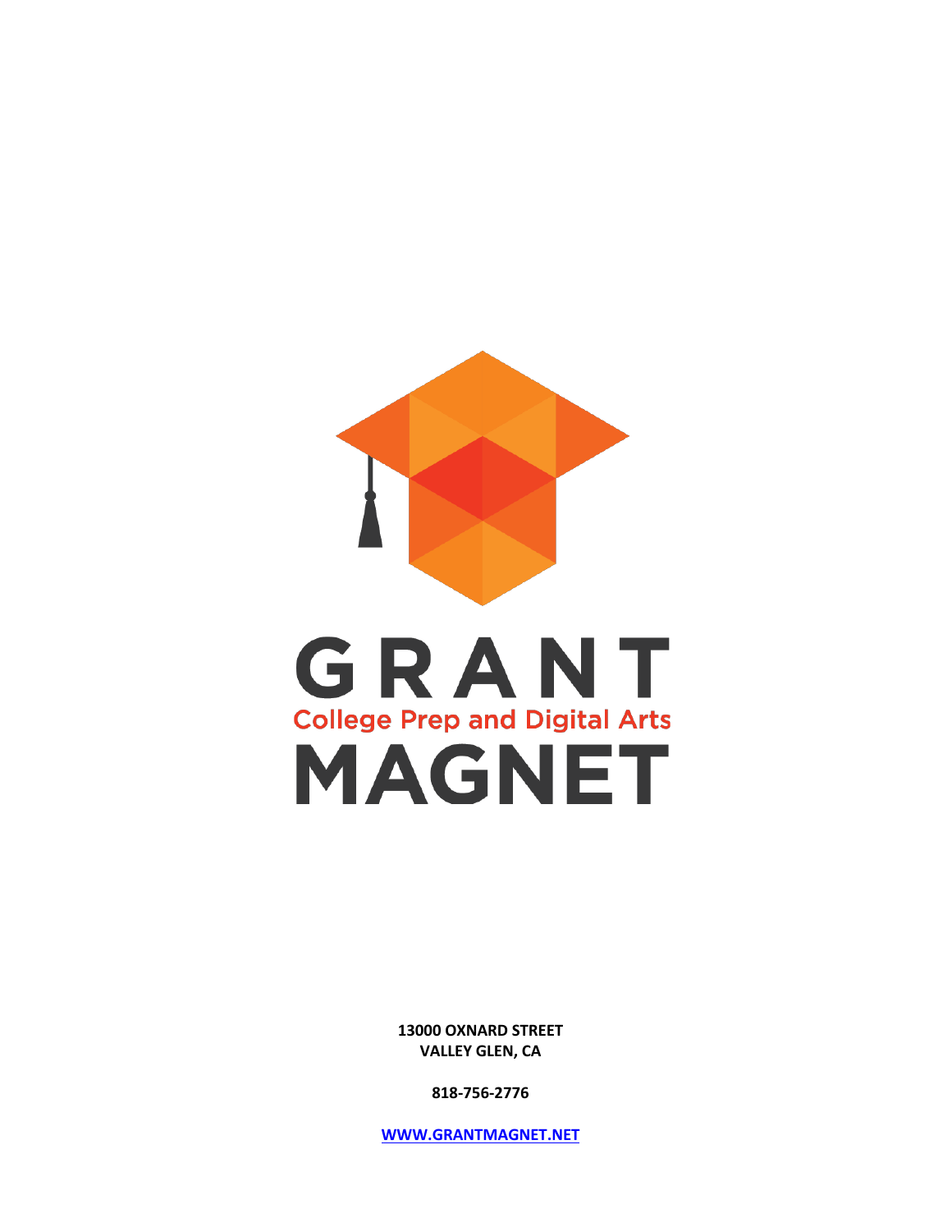GRANT

College Prep and Digital Arts

MAGNET

**13000 OXNARD STREET**
**VALLEY GLEN, CA**

**818-756-2776**

**WWW.GRANTMAGNET.NET**